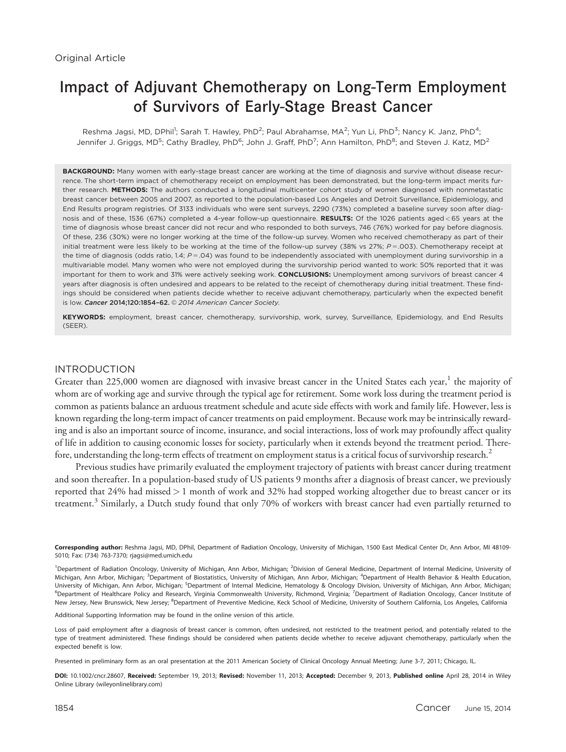Original Article

# Impact of Adjuvant Chemotherapy on Long-Term Employment of Survivors of Early-Stage Breast Cancer

Reshma Jagsi, MD, DPhil[1]; Sarah T. Hawley, PhD[2]; Paul Abrahamse, MA[2]; Yun Li, PhD[3]; Nancy K. Janz, PhD[4]; Jennifer J. Griggs, MD[5]; Cathy Bradley, PhD[6]; John J. Graff, PhD[7]; Ann Hamilton, PhD[8]; and Steven J. Katz, MD[2]

**BACKGROUND:** Many women with early-stage breast cancer are working at the time of diagnosis and survive without disease recurrence. The short-term impact of chemotherapy receipt on employment has been demonstrated, but the long-term impact merits further research. **METHODS:** The authors conducted a longitudinal multicenter cohort study of women diagnosed with nonmetastatic breast cancer between 2005 and 2007, as reported to the population-based Los Angeles and Detroit Surveillance, Epidemiology, and End Results program registries. Of 3133 individuals who were sent surveys, 2290 (73%) completed a baseline survey soon after diagnosis and of these, 1536 (67%) completed a 4-year follow-up questionnaire. **RESULTS:** Of the 1026 patients aged < 65 years at the time of diagnosis whose breast cancer did not recur and who responded to both surveys, 746 (76%) worked for pay before diagnosis. Of these, 236 (30%) were no longer working at the time of the follow-up survey. Women who received chemotherapy as part of their initial treatment were less likely to be working at the time of the follow-up survey (38% vs 27%; $P = .003$). Chemotherapy receipt at the time of diagnosis (odds ratio, 1.4; $P = .04$) was found to be independently associated with unemployment during survivorship in a multivariable model. Many women who were not employed during the survivorship period wanted to work: 50% reported that it was important for them to work and 31% were actively seeking work. **CONCLUSIONS:** Unemployment among survivors of breast cancer 4 years after diagnosis is often undesired and appears to be related to the receipt of chemotherapy during initial treatment. These findings should be considered when patients decide whether to receive adjuvant chemotherapy, particularly when the expected benefit is low. ***Cancer* 2014;120:1854–62.** *© 2014 American Cancer Society.*

**KEYWORDS:** employment, breast cancer, chemotherapy, survivorship, work, survey, Surveillance, Epidemiology, and End Results (SEER).

## INTRODUCTION

Greater than 225,000 women are diagnosed with invasive breast cancer in the United States each year,[1] the majority of whom are of working age and survive through the typical age for retirement. Some work loss during the treatment period is common as patients balance an arduous treatment schedule and acute side effects with work and family life. However, less is known regarding the long-term impact of cancer treatments on paid employment. Because work may be intrinsically rewarding and is also an important source of income, insurance, and social interactions, loss of work may profoundly affect quality of life in addition to causing economic losses for society, particularly when it extends beyond the treatment period. Therefore, understanding the long-term effects of treatment on employment status is a critical focus of survivorship research.[2]

Previous studies have primarily evaluated the employment trajectory of patients with breast cancer during treatment and soon thereafter. In a population-based study of US patients 9 months after a diagnosis of breast cancer, we previously reported that 24% had missed > 1 month of work and 32% had stopped working altogether due to breast cancer or its treatment.[3] Similarly, a Dutch study found that only 70% of workers with breast cancer had even partially returned to

**Corresponding author:** Reshma Jagsi, MD, DPhil, Department of Radiation Oncology, University of Michigan, 1500 East Medical Center Dr, Ann Arbor, MI 48109-5010; Fax: (734) 763-7370; rjagsi@med.umich.edu

[1]Department of Radiation Oncology, University of Michigan, Ann Arbor, Michigan; [2]Division of General Medicine, Department of Internal Medicine, University of Michigan, Ann Arbor, Michigan; [3]Department of Biostatistics, University of Michigan, Ann Arbor, Michigan; [4]Department of Health Behavior & Health Education, University of Michigan, Ann Arbor, Michigan; [5]Department of Internal Medicine, Hematology & Oncology Division, University of Michigan, Ann Arbor, Michigan; [6]Department of Healthcare Policy and Research, Virginia Commonwealth University, Richmond, Virginia; [7]Department of Radiation Oncology, Cancer Institute of New Jersey, New Brunswick, New Jersey; [8]Department of Preventive Medicine, Keck School of Medicine, University of Southern California, Los Angeles, California

Additional Supporting Information may be found in the online version of this article.

Loss of paid employment after a diagnosis of breast cancer is common, often undesired, not restricted to the treatment period, and potentially related to the type of treatment administered. These findings should be considered when patients decide whether to receive adjuvant chemotherapy, particularly when the expected benefit is low.

Presented in preliminary form as an oral presentation at the 2011 American Society of Clinical Oncology Annual Meeting; June 3-7, 2011; Chicago, IL.

**DOI:** 10.1002/cncr.28607, **Received:** September 19, 2013; **Revised:** November 11, 2013; **Accepted:** December 9, 2013, **Published online** April 28, 2014 in Wiley Online Library (wileyonlinelibrary.com)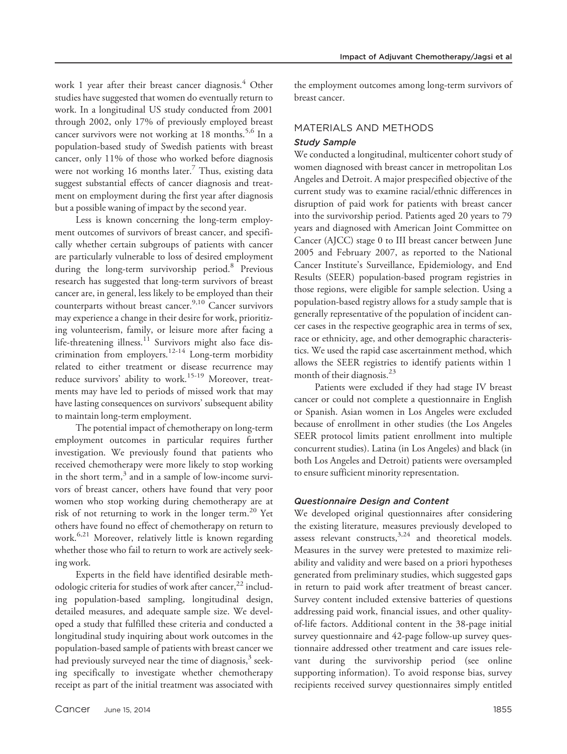work 1 year after their breast cancer diagnosis.[4] Other studies have suggested that women do eventually return to work. In a longitudinal US study conducted from 2001 through 2002, only 17% of previously employed breast cancer survivors were not working at 18 months.[5,6] In a population-based study of Swedish patients with breast cancer, only 11% of those who worked before diagnosis were not working 16 months later.[7] Thus, existing data suggest substantial effects of cancer diagnosis and treatment on employment during the first year after diagnosis but a possible waning of impact by the second year.

Less is known concerning the long-term employment outcomes of survivors of breast cancer, and specifically whether certain subgroups of patients with cancer are particularly vulnerable to loss of desired employment during the long-term survivorship period.[8] Previous research has suggested that long-term survivors of breast cancer are, in general, less likely to be employed than their counterparts without breast cancer.[9,10] Cancer survivors may experience a change in their desire for work, prioritizing volunteerism, family, or leisure more after facing a life-threatening illness.[11] Survivors might also face discrimination from employers.[12-14] Long-term morbidity related to either treatment or disease recurrence may reduce survivors' ability to work.[15-19] Moreover, treatments may have led to periods of missed work that may have lasting consequences on survivors' subsequent ability to maintain long-term employment.

The potential impact of chemotherapy on long-term employment outcomes in particular requires further investigation. We previously found that patients who received chemotherapy were more likely to stop working in the short term,[3] and in a sample of low-income survivors of breast cancer, others have found that very poor women who stop working during chemotherapy are at risk of not returning to work in the longer term.[20] Yet others have found no effect of chemotherapy on return to work.[6,21] Moreover, relatively little is known regarding whether those who fail to return to work are actively seeking work.

Experts in the field have identified desirable methodologic criteria for studies of work after cancer,[22] including population-based sampling, longitudinal design, detailed measures, and adequate sample size. We developed a study that fulfilled these criteria and conducted a longitudinal study inquiring about work outcomes in the population-based sample of patients with breast cancer we had previously surveyed near the time of diagnosis,[3] seeking specifically to investigate whether chemotherapy receipt as part of the initial treatment was associated with the employment outcomes among long-term survivors of breast cancer.

## MATERIALS AND METHODS

### *Study Sample*

We conducted a longitudinal, multicenter cohort study of women diagnosed with breast cancer in metropolitan Los Angeles and Detroit. A major prespecified objective of the current study was to examine racial/ethnic differences in disruption of paid work for patients with breast cancer into the survivorship period. Patients aged 20 years to 79 years and diagnosed with American Joint Committee on Cancer (AJCC) stage 0 to III breast cancer between June 2005 and February 2007, as reported to the National Cancer Institute's Surveillance, Epidemiology, and End Results (SEER) population-based program registries in those regions, were eligible for sample selection. Using a population-based registry allows for a study sample that is generally representative of the population of incident cancer cases in the respective geographic area in terms of sex, race or ethnicity, age, and other demographic characteristics. We used the rapid case ascertainment method, which allows the SEER registries to identify patients within 1 month of their diagnosis.[23]

Patients were excluded if they had stage IV breast cancer or could not complete a questionnaire in English or Spanish. Asian women in Los Angeles were excluded because of enrollment in other studies (the Los Angeles SEER protocol limits patient enrollment into multiple concurrent studies). Latina (in Los Angeles) and black (in both Los Angeles and Detroit) patients were oversampled to ensure sufficient minority representation.

### *Questionnaire Design and Content*

We developed original questionnaires after considering the existing literature, measures previously developed to assess relevant constructs,[3,24] and theoretical models. Measures in the survey were pretested to maximize reliability and validity and were based on a priori hypotheses generated from preliminary studies, which suggested gaps in return to paid work after treatment of breast cancer. Survey content included extensive batteries of questions addressing paid work, financial issues, and other quality-of-life factors. Additional content in the 38-page initial survey questionnaire and 42-page follow-up survey questionnaire addressed other treatment and care issues relevant during the survivorship period (see online supporting information). To avoid response bias, survey recipients received survey questionnaires simply entitled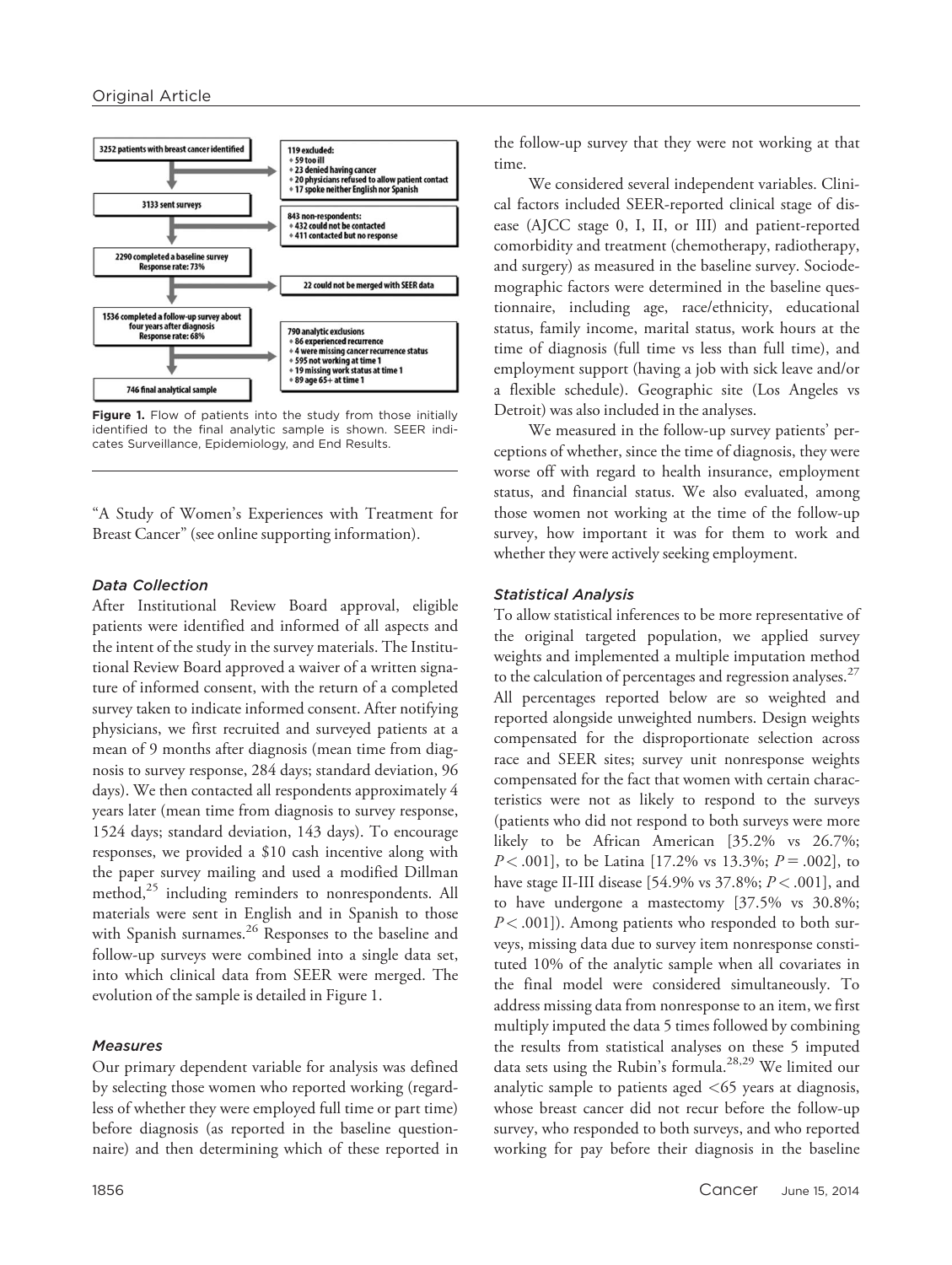3252 patients with breast cancer identified

119 excluded:
- 59 too ill
- 23 denied having cancer
- 20 physicians refused to allow patient contact
- 17 spoke neither English nor Spanish

3133 sent surveys

843 non-respondents:
- 432 could not be contacted
- 411 contacted but no response

2290 completed a baseline survey
Response rate: 73%

22 could not be merged with SEER data

1536 completed a follow-up survey about four years after diagnosis
Response rate: 68%

790 analytic exclusions
- 86 experienced recurrence
- 4 were missing cancer recurrence status
- 595 not working at time 1
- 19 missing work status at time 1
- 89 age 65+ at time 1

746 final analytical sample

**Figure 1.** Flow of patients into the study from those initially identified to the final analytic sample is shown. SEER indicates Surveillance, Epidemiology, and End Results.

"A Study of Women's Experiences with Treatment for Breast Cancer" (see online supporting information).

### Data Collection

After Institutional Review Board approval, eligible patients were identified and informed of all aspects and the intent of the study in the survey materials. The Institutional Review Board approved a waiver of a written signature of informed consent, with the return of a completed survey taken to indicate informed consent. After notifying physicians, we first recruited and surveyed patients at a mean of 9 months after diagnosis (mean time from diagnosis to survey response, 284 days; standard deviation, 96 days). We then contacted all respondents approximately 4 years later (mean time from diagnosis to survey response, 1524 days; standard deviation, 143 days). To encourage responses, we provided a $10 cash incentive along with the paper survey mailing and used a modified Dillman method,[25] including reminders to nonrespondents. All materials were sent in English and in Spanish to those with Spanish surnames.[26] Responses to the baseline and follow-up surveys were combined into a single data set, into which clinical data from SEER were merged. The evolution of the sample is detailed in Figure 1.

### Measures

Our primary dependent variable for analysis was defined by selecting those women who reported working (regardless of whether they were employed full time or part time) before diagnosis (as reported in the baseline questionnaire) and then determining which of these reported in the follow-up survey that they were not working at that time.

We considered several independent variables. Clinical factors included SEER-reported clinical stage of disease (AJCC stage 0, I, II, or III) and patient-reported comorbidity and treatment (chemotherapy, radiotherapy, and surgery) as measured in the baseline survey. Sociodemographic factors were determined in the baseline questionnaire, including age, race/ethnicity, educational status, family income, marital status, work hours at the time of diagnosis (full time vs less than full time), and employment support (having a job with sick leave and/or a flexible schedule). Geographic site (Los Angeles vs Detroit) was also included in the analyses.

We measured in the follow-up survey patients' perceptions of whether, since the time of diagnosis, they were worse off with regard to health insurance, employment status, and financial status. We also evaluated, among those women not working at the time of the follow-up survey, how important it was for them to work and whether they were actively seeking employment.

### Statistical Analysis

To allow statistical inferences to be more representative of the original targeted population, we applied survey weights and implemented a multiple imputation method to the calculation of percentages and regression analyses.[27] All percentages reported below are so weighted and reported alongside unweighted numbers. Design weights compensated for the disproportionate selection across race and SEER sites; survey unit nonresponse weights compensated for the fact that women with certain characteristics were not as likely to respond to the surveys (patients who did not respond to both surveys were more likely to be African American [35.2% vs 26.7%; $P < .001$], to be Latina [17.2% vs 13.3%; $P = .002$], to have stage II-III disease [54.9% vs 37.8%; $P < .001$], and to have undergone a mastectomy [37.5% vs 30.8%; $P < .001$]). Among patients who responded to both surveys, missing data due to survey item nonresponse constituted 10% of the analytic sample when all covariates in the final model were considered simultaneously. To address missing data from nonresponse to an item, we first multiply imputed the data 5 times followed by combining the results from statistical analyses on these 5 imputed data sets using the Rubin's formula.[28,29] We limited our analytic sample to patients aged <65 years at diagnosis, whose breast cancer did not recur before the follow-up survey, who responded to both surveys, and who reported working for pay before their diagnosis in the baseline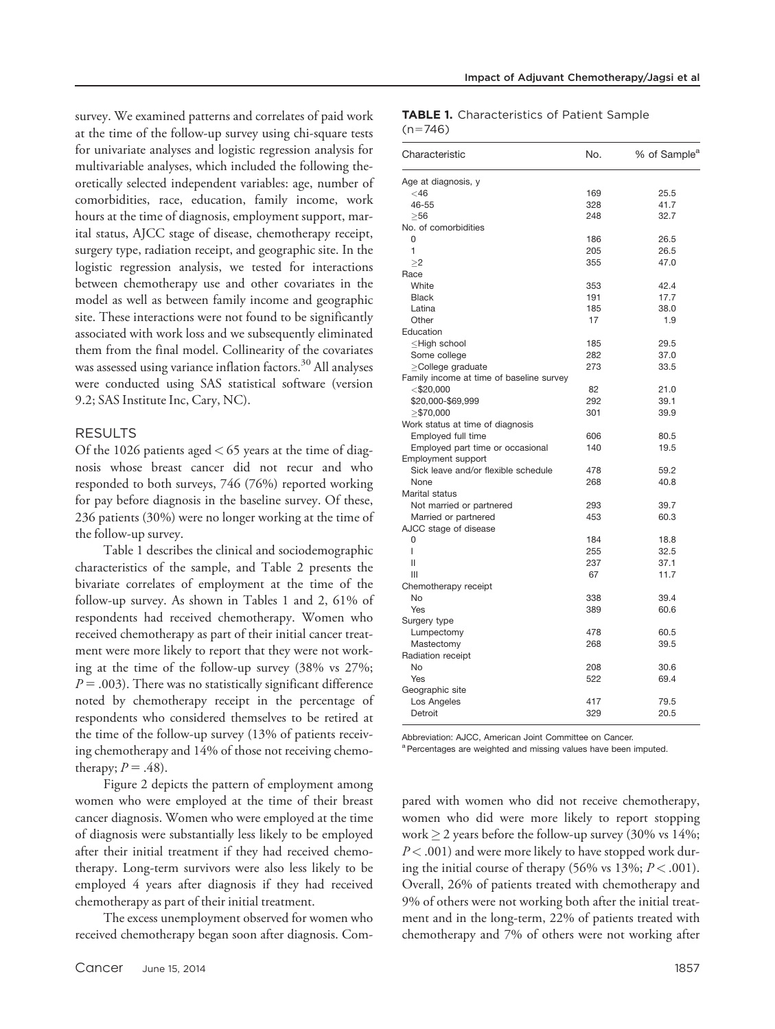survey. We examined patterns and correlates of paid work at the time of the follow-up survey using chi-square tests for univariate analyses and logistic regression analysis for multivariable analyses, which included the following theoretically selected independent variables: age, number of comorbidities, race, education, family income, work hours at the time of diagnosis, employment support, marital status, AJCC stage of disease, chemotherapy receipt, surgery type, radiation receipt, and geographic site. In the logistic regression analysis, we tested for interactions between chemotherapy use and other covariates in the model as well as between family income and geographic site. These interactions were not found to be significantly associated with work loss and we subsequently eliminated them from the final model. Collinearity of the covariates was assessed using variance inflation factors.[30] All analyses were conducted using SAS statistical software (version 9.2; SAS Institute Inc, Cary, NC).

## RESULTS

Of the 1026 patients aged < 65 years at the time of diagnosis whose breast cancer did not recur and who responded to both surveys, 746 (76%) reported working for pay before diagnosis in the baseline survey. Of these, 236 patients (30%) were no longer working at the time of the follow-up survey.

Table 1 describes the clinical and sociodemographic characteristics of the sample, and Table 2 presents the bivariate correlates of employment at the time of the follow-up survey. As shown in Tables 1 and 2, 61% of respondents had received chemotherapy. Women who received chemotherapy as part of their initial cancer treatment were more likely to report that they were not working at the time of the follow-up survey (38% vs 27%; $P = .003$). There was no statistically significant difference noted by chemotherapy receipt in the percentage of respondents who considered themselves to be retired at the time of the follow-up survey (13% of patients receiving chemotherapy and 14% of those not receiving chemotherapy; $P = .48$).

Figure 2 depicts the pattern of employment among women who were employed at the time of their breast cancer diagnosis. Women who were employed at the time of diagnosis were substantially less likely to be employed after their initial treatment if they had received chemotherapy. Long-term survivors were also less likely to be employed 4 years after diagnosis if they had received chemotherapy as part of their initial treatment.

The excess unemployment observed for women who received chemotherapy began soon after diagnosis. Compared with women who did not receive chemotherapy, women who did were more likely to report stopping work ≥ 2 years before the follow-up survey (30% vs 14%; $P < .001$) and were more likely to have stopped work during the initial course of therapy (56% vs 13%; $P < .001$). Overall, 26% of patients treated with chemotherapy and 9% of others were not working both after the initial treatment and in the long-term, 22% of patients treated with chemotherapy and 7% of others were not working after

**TABLE 1.** Characteristics of Patient Sample (n=746)

| Characteristic | No. | % of Sample[a] |
|---|---|---|
| Age at diagnosis, y | | |
| <46 | 169 | 25.5 |
| 46-55 | 328 | 41.7 |
| ≥56 | 248 | 32.7 |
| No. of comorbidities | | |
| 0 | 186 | 26.5 |
| 1 | 205 | 26.5 |
| ≥2 | 355 | 47.0 |
| Race | | |
| White | 353 | 42.4 |
| Black | 191 | 17.7 |
| Latina | 185 | 38.0 |
| Other | 17 | 1.9 |
| Education | | |
| ≤High school | 185 | 29.5 |
| Some college | 282 | 37.0 |
| ≥College graduate | 273 | 33.5 |
| Family income at time of baseline survey | | |
| <$20,000 | 82 | 21.0 |
| $20,000-$69,999 | 292 | 39.1 |
| ≥$70,000 | 301 | 39.9 |
| Work status at time of diagnosis | | |
| Employed full time | 606 | 80.5 |
| Employed part time or occasional | 140 | 19.5 |
| Employment support | | |
| Sick leave and/or flexible schedule | 478 | 59.2 |
| None | 268 | 40.8 |
| Marital status | | |
| Not married or partnered | 293 | 39.7 |
| Married or partnered | 453 | 60.3 |
| AJCC stage of disease | | |
| 0 | 184 | 18.8 |
| I | 255 | 32.5 |
| II | 237 | 37.1 |
| III | 67 | 11.7 |
| Chemotherapy receipt | | |
| No | 338 | 39.4 |
| Yes | 389 | 60.6 |
| Surgery type | | |
| Lumpectomy | 478 | 60.5 |
| Mastectomy | 268 | 39.5 |
| Radiation receipt | | |
| No | 208 | 30.6 |
| Yes | 522 | 69.4 |
| Geographic site | | |
| Los Angeles | 417 | 79.5 |
| Detroit | 329 | 20.5 |

Abbreviation: AJCC, American Joint Committee on Cancer.
[a] Percentages are weighted and missing values have been imputed.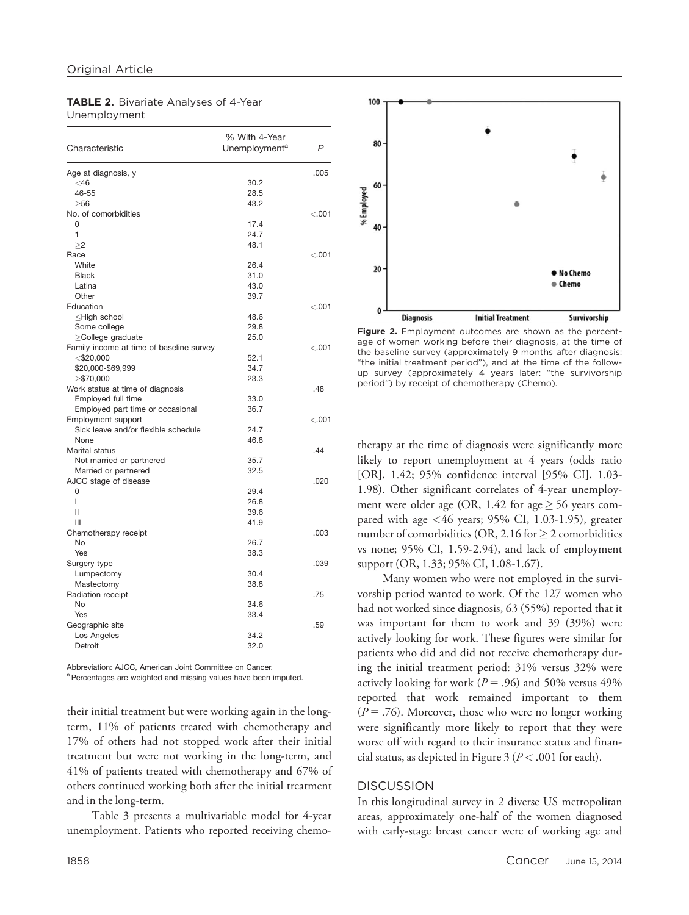**TABLE 2.** Bivariate Analyses of 4-Year Unemployment

| Characteristic | % With 4-Year Unemployment[a] | P |
|---|---|---|
| Age at diagnosis, y | | .005 |
| <46 | 30.2 | |
| 46-55 | 28.5 | |
| ≥56 | 43.2 | |
| No. of comorbidities | | <.001 |
| 0 | 17.4 | |
| 1 | 24.7 | |
| ≥2 | 48.1 | |
| Race | | <.001 |
| White | 26.4 | |
| Black | 31.0 | |
| Latina | 43.0 | |
| Other | 39.7 | |
| Education | | <.001 |
| ≤High school | 48.6 | |
| Some college | 29.8 | |
| ≥College graduate | 25.0 | |
| Family income at time of baseline survey | | <.001 |
| <$20,000 | 52.1 | |
| $20,000-$69,999 | 34.7 | |
| ≥$70,000 | 23.3 | |
| Work status at time of diagnosis | | .48 |
| Employed full time | 33.0 | |
| Employed part time or occasional | 36.7 | |
| Employment support | | <.001 |
| Sick leave and/or flexible schedule | 24.7 | |
| None | 46.8 | |
| Marital status | | .44 |
| Not married or partnered | 35.7 | |
| Married or partnered | 32.5 | |
| AJCC stage of disease | | .020 |
| 0 | 29.4 | |
| I | 26.8 | |
| II | 39.6 | |
| III | 41.9 | |
| Chemotherapy receipt | | .003 |
| No | 26.7 | |
| Yes | 38.3 | |
| Surgery type | | .039 |
| Lumpectomy | 30.4 | |
| Mastectomy | 38.8 | |
| Radiation receipt | | .75 |
| No | 34.6 | |
| Yes | 33.4 | |
| Geographic site | | .59 |
| Los Angeles | 34.2 | |
| Detroit | 32.0 | |

Abbreviation: AJCC, American Joint Committee on Cancer.
[a] Percentages are weighted and missing values have been imputed.

**Figure 2.** Employment outcomes are shown as the percentage of women working before their diagnosis, at the time of the baseline survey (approximately 9 months after diagnosis: "the initial treatment period"), and at the time of the follow-up survey (approximately 4 years later: "the survivorship period") by receipt of chemotherapy (Chemo).

their initial treatment but were working again in the long-term, 11% of patients treated with chemotherapy and 17% of others had not stopped work after their initial treatment but were not working in the long-term, and 41% of patients treated with chemotherapy and 67% of others continued working both after the initial treatment and in the long-term.

Table 3 presents a multivariable model for 4-year unemployment. Patients who reported receiving chemotherapy at the time of diagnosis were significantly more likely to report unemployment at 4 years (odds ratio [OR], 1.42; 95% confidence interval [95% CI], 1.03-1.98). Other significant correlates of 4-year unemployment were older age (OR, 1.42 for age ≥ 56 years compared with age <46 years; 95% CI, 1.03-1.95), greater number of comorbidities (OR, 2.16 for ≥ 2 comorbidities vs none; 95% CI, 1.59-2.94), and lack of employment support (OR, 1.33; 95% CI, 1.08-1.67).

Many women who were not employed in the survivorship period wanted to work. Of the 127 women who had not worked since diagnosis, 63 (55%) reported that it was important for them to work and 39 (39%) were actively looking for work. These figures were similar for patients who did and did not receive chemotherapy during the initial treatment period: 31% versus 32% were actively looking for work ($P = .96$) and 50% versus 49% reported that work remained important to them ($P = .76$). Moreover, those who were no longer working were significantly more likely to report that they were worse off with regard to their insurance status and financial status, as depicted in Figure 3 ($P < .001$ for each).

## DISCUSSION

In this longitudinal survey in 2 diverse US metropolitan areas, approximately one-half of the women diagnosed with early-stage breast cancer were of working age and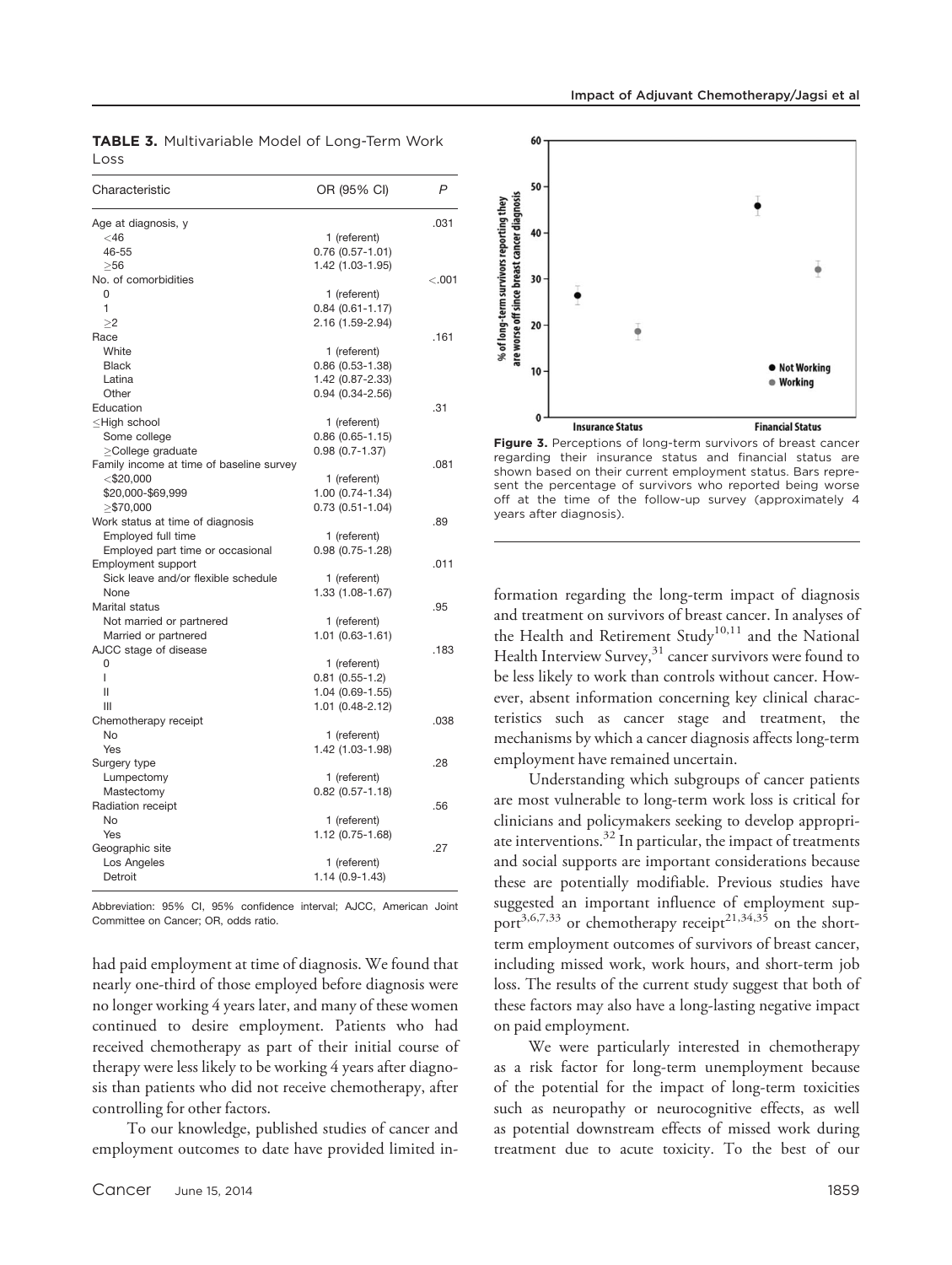**TABLE 3.** Multivariable Model of Long-Term Work Loss

| Characteristic | OR (95% CI) | P |
|---|---|---|
| Age at diagnosis, y | | .031 |
| <46 | 1 (referent) | |
| 46-55 | 0.76 (0.57-1.01) | |
| ≥56 | 1.42 (1.03-1.95) | |
| No. of comorbidities | | <.001 |
| 0 | 1 (referent) | |
| 1 | 0.84 (0.61-1.17) | |
| ≥2 | 2.16 (1.59-2.94) | |
| Race | | .161 |
| White | 1 (referent) | |
| Black | 0.86 (0.53-1.38) | |
| Latina | 1.42 (0.87-2.33) | |
| Other | 0.94 (0.34-2.56) | |
| Education | | .31 |
| ≤High school | 1 (referent) | |
| Some college | 0.86 (0.65-1.15) | |
| ≥College graduate | 0.98 (0.7-1.37) | |
| Family income at time of baseline survey | | .081 |
| <$20,000 | 1 (referent) | |
| $20,000-$69,999 | 1.00 (0.74-1.34) | |
| ≥$70,000 | 0.73 (0.51-1.04) | |
| Work status at time of diagnosis | | .89 |
| Employed full time | 1 (referent) | |
| Employed part time or occasional | 0.98 (0.75-1.28) | |
| Employment support | | .011 |
| Sick leave and/or flexible schedule | 1 (referent) | |
| None | 1.33 (1.08-1.67) | |
| Marital status | | .95 |
| Not married or partnered | 1 (referent) | |
| Married or partnered | 1.01 (0.63-1.61) | |
| AJCC stage of disease | | .183 |
| 0 | 1 (referent) | |
| I | 0.81 (0.55-1.2) | |
| II | 1.04 (0.69-1.55) | |
| III | 1.01 (0.48-2.12) | |
| Chemotherapy receipt | | .038 |
| No | 1 (referent) | |
| Yes | 1.42 (1.03-1.98) | |
| Surgery type | | .28 |
| Lumpectomy | 1 (referent) | |
| Mastectomy | 0.82 (0.57-1.18) | |
| Radiation receipt | | .56 |
| No | 1 (referent) | |
| Yes | 1.12 (0.75-1.68) | |
| Geographic site | | .27 |
| Los Angeles | 1 (referent) | |
| Detroit | 1.14 (0.9-1.43) | |

Abbreviation: 95% CI, 95% confidence interval; AJCC, American Joint Committee on Cancer; OR, odds ratio.

had paid employment at time of diagnosis. We found that nearly one-third of those employed before diagnosis were no longer working 4 years later, and many of these women continued to desire employment. Patients who had received chemotherapy as part of their initial course of therapy were less likely to be working 4 years after diagnosis than patients who did not receive chemotherapy, after controlling for other factors.

To our knowledge, published studies of cancer and employment outcomes to date have provided limited information regarding the long-term impact of diagnosis and treatment on survivors of breast cancer. In analyses of the Health and Retirement Study[10,11] and the National Health Interview Survey,[31] cancer survivors were found to be less likely to work than controls without cancer. However, absent information concerning key clinical characteristics such as cancer stage and treatment, the mechanisms by which a cancer diagnosis affects long-term employment have remained uncertain.

Understanding which subgroups of cancer patients are most vulnerable to long-term work loss is critical for clinicians and policymakers seeking to develop appropriate interventions.[32] In particular, the impact of treatments and social supports are important considerations because these are potentially modifiable. Previous studies have suggested an important influence of employment support[3,6,7,33] or chemotherapy receipt[21,34,35] on the short-term employment outcomes of survivors of breast cancer, including missed work, work hours, and short-term job loss. The results of the current study suggest that both of these factors may also have a long-lasting negative impact on paid employment.

We were particularly interested in chemotherapy as a risk factor for long-term unemployment because of the potential for the impact of long-term toxicities such as neuropathy or neurocognitive effects, as well as potential downstream effects of missed work during treatment due to acute toxicity. To the best of our

**Figure 3.** Perceptions of long-term survivors of breast cancer regarding their insurance status and financial status are shown based on their current employment status. Bars represent the percentage of survivors who reported being worse off at the time of the follow-up survey (approximately 4 years after diagnosis).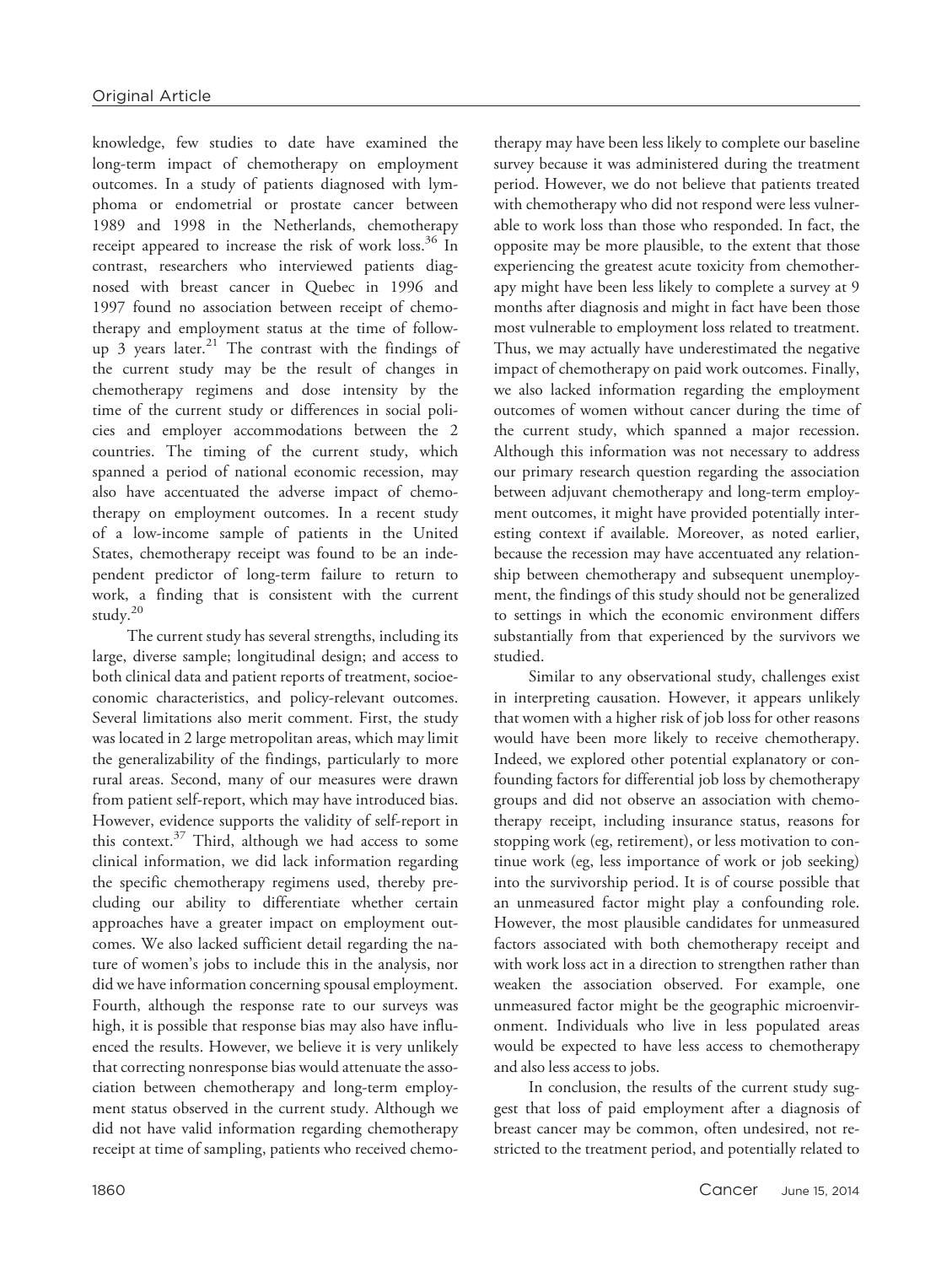knowledge, few studies to date have examined the long-term impact of chemotherapy on employment outcomes. In a study of patients diagnosed with lymphoma or endometrial or prostate cancer between 1989 and 1998 in the Netherlands, chemotherapy receipt appeared to increase the risk of work loss.[36] In contrast, researchers who interviewed patients diagnosed with breast cancer in Quebec in 1996 and 1997 found no association between receipt of chemotherapy and employment status at the time of follow-up 3 years later.[21] The contrast with the findings of the current study may be the result of changes in chemotherapy regimens and dose intensity by the time of the current study or differences in social policies and employer accommodations between the 2 countries. The timing of the current study, which spanned a period of national economic recession, may also have accentuated the adverse impact of chemotherapy on employment outcomes. In a recent study of a low-income sample of patients in the United States, chemotherapy receipt was found to be an independent predictor of long-term failure to return to work, a finding that is consistent with the current study.[20]

The current study has several strengths, including its large, diverse sample; longitudinal design; and access to both clinical data and patient reports of treatment, socioeconomic characteristics, and policy-relevant outcomes. Several limitations also merit comment. First, the study was located in 2 large metropolitan areas, which may limit the generalizability of the findings, particularly to more rural areas. Second, many of our measures were drawn from patient self-report, which may have introduced bias. However, evidence supports the validity of self-report in this context.[37] Third, although we had access to some clinical information, we did lack information regarding the specific chemotherapy regimens used, thereby precluding our ability to differentiate whether certain approaches have a greater impact on employment outcomes. We also lacked sufficient detail regarding the nature of women's jobs to include this in the analysis, nor did we have information concerning spousal employment. Fourth, although the response rate to our surveys was high, it is possible that response bias may also have influenced the results. However, we believe it is very unlikely that correcting nonresponse bias would attenuate the association between chemotherapy and long-term employment status observed in the current study. Although we did not have valid information regarding chemotherapy receipt at time of sampling, patients who received chemotherapy may have been less likely to complete our baseline survey because it was administered during the treatment period. However, we do not believe that patients treated with chemotherapy who did not respond were less vulnerable to work loss than those who responded. In fact, the opposite may be more plausible, to the extent that those experiencing the greatest acute toxicity from chemotherapy might have been less likely to complete a survey at 9 months after diagnosis and might in fact have been those most vulnerable to employment loss related to treatment. Thus, we may actually have underestimated the negative impact of chemotherapy on paid work outcomes. Finally, we also lacked information regarding the employment outcomes of women without cancer during the time of the current study, which spanned a major recession. Although this information was not necessary to address our primary research question regarding the association between adjuvant chemotherapy and long-term employment outcomes, it might have provided potentially interesting context if available. Moreover, as noted earlier, because the recession may have accentuated any relationship between chemotherapy and subsequent unemployment, the findings of this study should not be generalized to settings in which the economic environment differs substantially from that experienced by the survivors we studied.

Similar to any observational study, challenges exist in interpreting causation. However, it appears unlikely that women with a higher risk of job loss for other reasons would have been more likely to receive chemotherapy. Indeed, we explored other potential explanatory or confounding factors for differential job loss by chemotherapy groups and did not observe an association with chemotherapy receipt, including insurance status, reasons for stopping work (eg, retirement), or less motivation to continue work (eg, less importance of work or job seeking) into the survivorship period. It is of course possible that an unmeasured factor might play a confounding role. However, the most plausible candidates for unmeasured factors associated with both chemotherapy receipt and with work loss act in a direction to strengthen rather than weaken the association observed. For example, one unmeasured factor might be the geographic microenvironment. Individuals who live in less populated areas would be expected to have less access to chemotherapy and also less access to jobs.

In conclusion, the results of the current study suggest that loss of paid employment after a diagnosis of breast cancer may be common, often undesired, not restricted to the treatment period, and potentially related to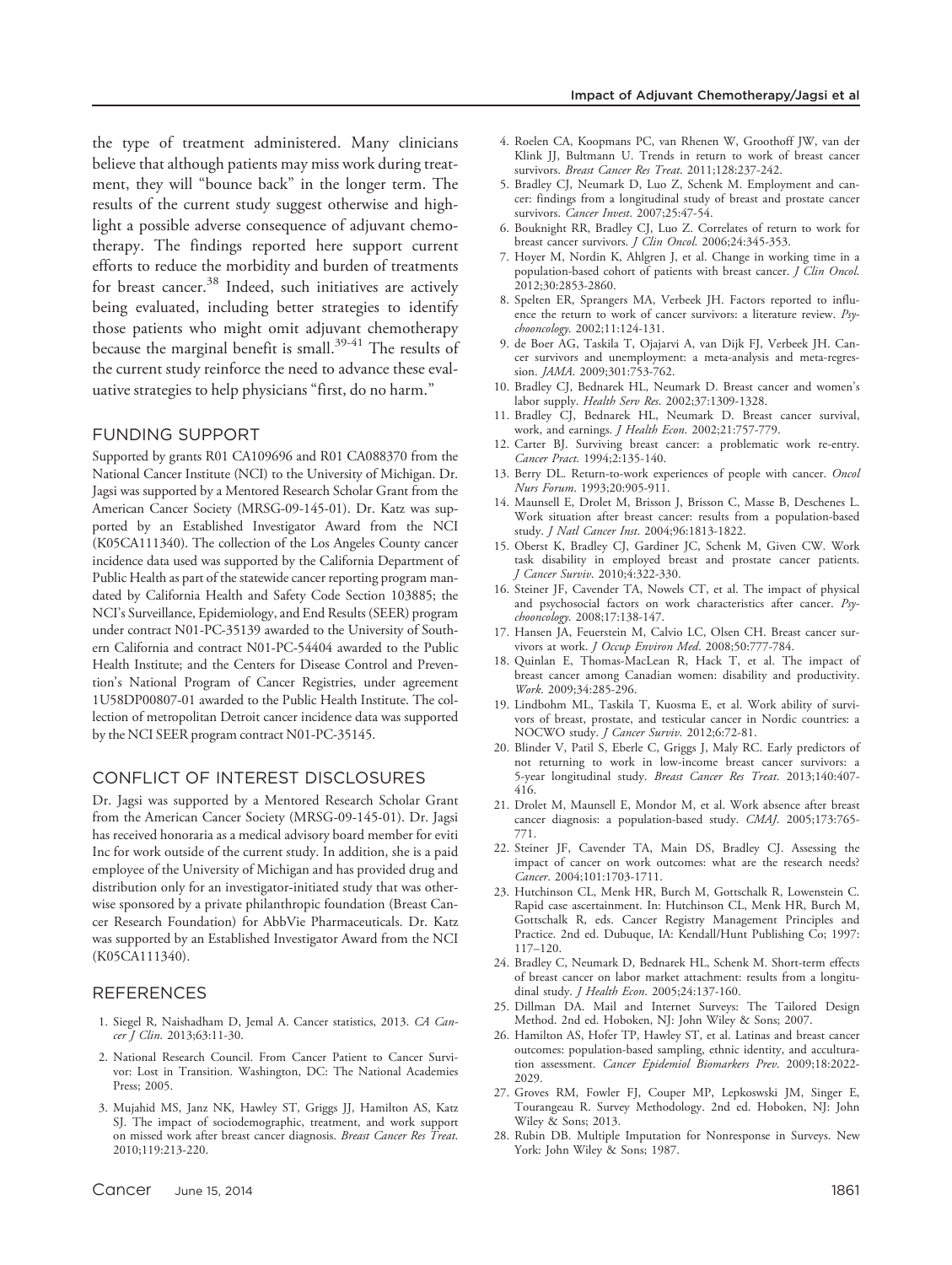the type of treatment administered. Many clinicians believe that although patients may miss work during treatment, they will "bounce back" in the longer term. The results of the current study suggest otherwise and highlight a possible adverse consequence of adjuvant chemotherapy. The findings reported here support current efforts to reduce the morbidity and burden of treatments for breast cancer.[38] Indeed, such initiatives are actively being evaluated, including better strategies to identify those patients who might omit adjuvant chemotherapy because the marginal benefit is small.[39-41] The results of the current study reinforce the need to advance these evaluative strategies to help physicians "first, do no harm."

## FUNDING SUPPORT

Supported by grants R01 CA109696 and R01 CA088370 from the National Cancer Institute (NCI) to the University of Michigan. Dr. Jagsi was supported by a Mentored Research Scholar Grant from the American Cancer Society (MRSG-09-145-01). Dr. Katz was supported by an Established Investigator Award from the NCI (K05CA111340). The collection of the Los Angeles County cancer incidence data used was supported by the California Department of Public Health as part of the statewide cancer reporting program mandated by California Health and Safety Code Section 103885; the NCI's Surveillance, Epidemiology, and End Results (SEER) program under contract N01-PC-35139 awarded to the University of Southern California and contract N01-PC-54404 awarded to the Public Health Institute; and the Centers for Disease Control and Prevention's National Program of Cancer Registries, under agreement 1U58DP00807-01 awarded to the Public Health Institute. The collection of metropolitan Detroit cancer incidence data was supported by the NCI SEER program contract N01-PC-35145.

## CONFLICT OF INTEREST DISCLOSURES

Dr. Jagsi was supported by a Mentored Research Scholar Grant from the American Cancer Society (MRSG-09-145-01). Dr. Jagsi has received honoraria as a medical advisory board member for eviti Inc for work outside of the current study. In addition, she is a paid employee of the University of Michigan and has provided drug and distribution only for an investigator-initiated study that was otherwise sponsored by a private philanthropic foundation (Breast Cancer Research Foundation) for AbbVie Pharmaceuticals. Dr. Katz was supported by an Established Investigator Award from the NCI (K05CA111340).

## REFERENCES

1. Siegel R, Naishadham D, Jemal A. Cancer statistics, 2013. *CA Cancer J Clin.* 2013;63:11-30.
2. National Research Council. From Cancer Patient to Cancer Survivor: Lost in Transition. Washington, DC: The National Academies Press; 2005.
3. Mujahid MS, Janz NK, Hawley ST, Griggs JJ, Hamilton AS, Katz SJ. The impact of sociodemographic, treatment, and work support on missed work after breast cancer diagnosis. *Breast Cancer Res Treat.* 2010;119:213-220.
4. Roelen CA, Koopmans PC, van Rhenen W, Groothoff JW, van der Klink JJ, Bultmann U. Trends in return to work of breast cancer survivors. *Breast Cancer Res Treat.* 2011;128:237-242.
5. Bradley CJ, Neumark D, Luo Z, Schenk M. Employment and cancer: findings from a longitudinal study of breast and prostate cancer survivors. *Cancer Invest.* 2007;25:47-54.
6. Bouknight RR, Bradley CJ, Luo Z. Correlates of return to work for breast cancer survivors. *J Clin Oncol.* 2006;24:345-353.
7. Hoyer M, Nordin K, Ahlgren J, et al. Change in working time in a population-based cohort of patients with breast cancer. *J Clin Oncol.* 2012;30:2853-2860.
8. Spelten ER, Sprangers MA, Verbeek JH. Factors reported to influence the return to work of cancer survivors: a literature review. *Psychooncology.* 2002;11:124-131.
9. de Boer AG, Taskila T, Ojajarvi A, van Dijk FJ, Verbeek JH. Cancer survivors and unemployment: a meta-analysis and meta-regression. *JAMA.* 2009;301:753-762.
10. Bradley CJ, Bednarek HL, Neumark D. Breast cancer and women's labor supply. *Health Serv Res.* 2002;37:1309-1328.
11. Bradley CJ, Bednarek HL, Neumark D. Breast cancer survival, work, and earnings. *J Health Econ.* 2002;21:757-779.
12. Carter BJ. Surviving breast cancer: a problematic work re-entry. *Cancer Pract.* 1994;2:135-140.
13. Berry DL. Return-to-work experiences of people with cancer. *Oncol Nurs Forum.* 1993;20:905-911.
14. Maunsell E, Drolet M, Brisson J, Brisson C, Masse B, Deschenes L. Work situation after breast cancer: results from a population-based study. *J Natl Cancer Inst.* 2004;96:1813-1822.
15. Oberst K, Bradley CJ, Gardiner JC, Schenk M, Given CW. Work task disability in employed breast and prostate cancer patients. *J Cancer Surviv.* 2010;4:322-330.
16. Steiner JF, Cavender TA, Nowels CT, et al. The impact of physical and psychosocial factors on work characteristics after cancer. *Psychooncology.* 2008;17:138-147.
17. Hansen JA, Feuerstein M, Calvio LC, Olsen CH. Breast cancer survivors at work. *J Occup Environ Med.* 2008;50:777-784.
18. Quinlan E, Thomas-MacLean R, Hack T, et al. The impact of breast cancer among Canadian women: disability and productivity. *Work.* 2009;34:285-296.
19. Lindbohm ML, Taskila T, Kuosma E, et al. Work ability of survivors of breast, prostate, and testicular cancer in Nordic countries: a NOCWO study. *J Cancer Surviv.* 2012;6:72-81.
20. Blinder V, Patil S, Eberle C, Griggs J, Maly RC. Early predictors of not returning to work in low-income breast cancer survivors: a 5-year longitudinal study. *Breast Cancer Res Treat.* 2013;140:407-416.
21. Drolet M, Maunsell E, Mondor M, et al. Work absence after breast cancer diagnosis: a population-based study. *CMAJ.* 2005;173:765-771.
22. Steiner JF, Cavender TA, Main DS, Bradley CJ. Assessing the impact of cancer on work outcomes: what are the research needs? *Cancer.* 2004;101:1703-1711.
23. Hutchinson CL, Menk HR, Burch M, Gottschalk R, Lowenstein C. Rapid case ascertainment. In: Hutchinson CL, Menk HR, Burch M, Gottschalk R, eds. Cancer Registry Management Principles and Practice. 2nd ed. Dubuque, IA: Kendall/Hunt Publishing Co; 1997: 117–120.
24. Bradley C, Neumark D, Bednarek HL, Schenk M. Short-term effects of breast cancer on labor market attachment: results from a longitudinal study. *J Health Econ.* 2005;24:137-160.
25. Dillman DA. Mail and Internet Surveys: The Tailored Design Method. 2nd ed. Hoboken, NJ: John Wiley & Sons; 2007.
26. Hamilton AS, Hofer TP, Hawley ST, et al. Latinas and breast cancer outcomes: population-based sampling, ethnic identity, and acculturation assessment. *Cancer Epidemiol Biomarkers Prev.* 2009;18:2022-2029.
27. Groves RM, Fowler FJ, Couper MP, Lepkoswski JM, Singer E, Tourangeau R. Survey Methodology. 2nd ed. Hoboken, NJ: John Wiley & Sons; 2013.
28. Rubin DB. Multiple Imputation for Nonresponse in Surveys. New York: John Wiley & Sons; 1987.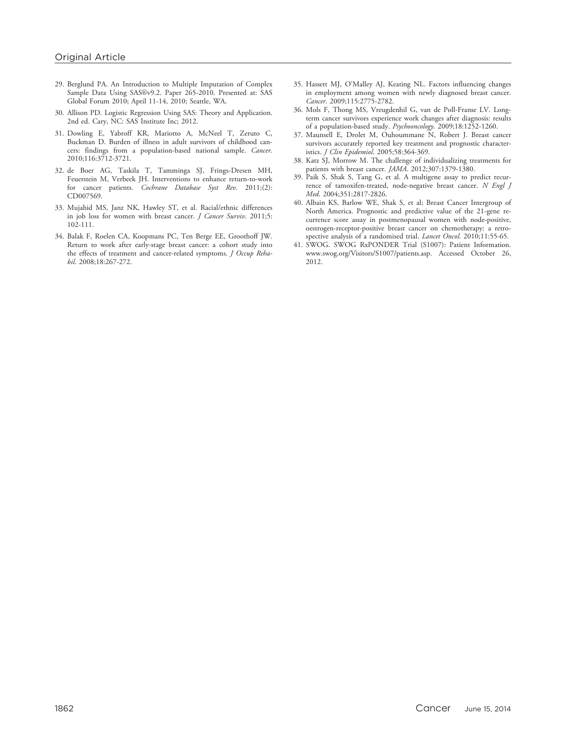29. Berglund PA. An Introduction to Multiple Imputation of Complex Sample Data Using SAS®v9.2. Paper 265-2010. Presented at: SAS Global Forum 2010; April 11-14, 2010; Seattle, WA.
30. Allison PD. Logistic Regression Using SAS: Theory and Application. 2nd ed. Cary, NC: SAS Institute Inc; 2012.
31. Dowling E, Yabroff KR, Mariotto A, McNeel T, Zeruto C, Buckman D. Burden of illness in adult survivors of childhood cancers: findings from a population-based national sample. *Cancer*. 2010;116:3712-3721.
32. de Boer AG, Taskila T, Tamminga SJ, Frings-Dresen MH, Feuerstein M, Verbeek JH. Interventions to enhance return-to-work for cancer patients. *Cochrane Database Syst Rev*. 2011;(2): CD007569.
33. Mujahid MS, Janz NK, Hawley ST, et al. Racial/ethnic differences in job loss for women with breast cancer. *J Cancer Surviv*. 2011;5: 102-111.
34. Balak F, Roelen CA, Koopmans PC, Ten Berge EE, Groothoff JW. Return to work after early-stage breast cancer: a cohort study into the effects of treatment and cancer-related symptoms. *J Occup Rehabil*. 2008;18:267-272.
35. Hassett MJ, O'Malley AJ, Keating NL. Factors influencing changes in employment among women with newly diagnosed breast cancer. *Cancer*. 2009;115:2775-2782.
36. Mols F, Thong MS, Vreugdenhil G, van de Poll-Franse LV. Long-term cancer survivors experience work changes after diagnosis: results of a population-based study. *Psychooncology*. 2009;18:1252-1260.
37. Maunsell E, Drolet M, Ouhoummane N, Robert J. Breast cancer survivors accurately reported key treatment and prognostic characteristics. *J Clin Epidemiol*. 2005;58:364-369.
38. Katz SJ, Morrow M. The challenge of individualizing treatments for patients with breast cancer. *JAMA*. 2012;307:1379-1380.
39. Paik S, Shak S, Tang G, et al. A multigene assay to predict recurrence of tamoxifen-treated, node-negative breast cancer. *N Engl J Med*. 2004;351:2817-2826.
40. Albain KS, Barlow WE, Shak S, et al; Breast Cancer Intergroup of North America. Prognostic and predictive value of the 21-gene recurrence score assay in postmenopausal women with node-positive, oestrogen-receptor-positive breast cancer on chemotherapy: a retrospective analysis of a randomised trial. *Lancet Oncol*. 2010;11:55-65.
41. SWOG. SWOG RxPONDER Trial (S1007): Patient Information. www.swog.org/Visitors/S1007/patients.asp. Accessed October 26, 2012.